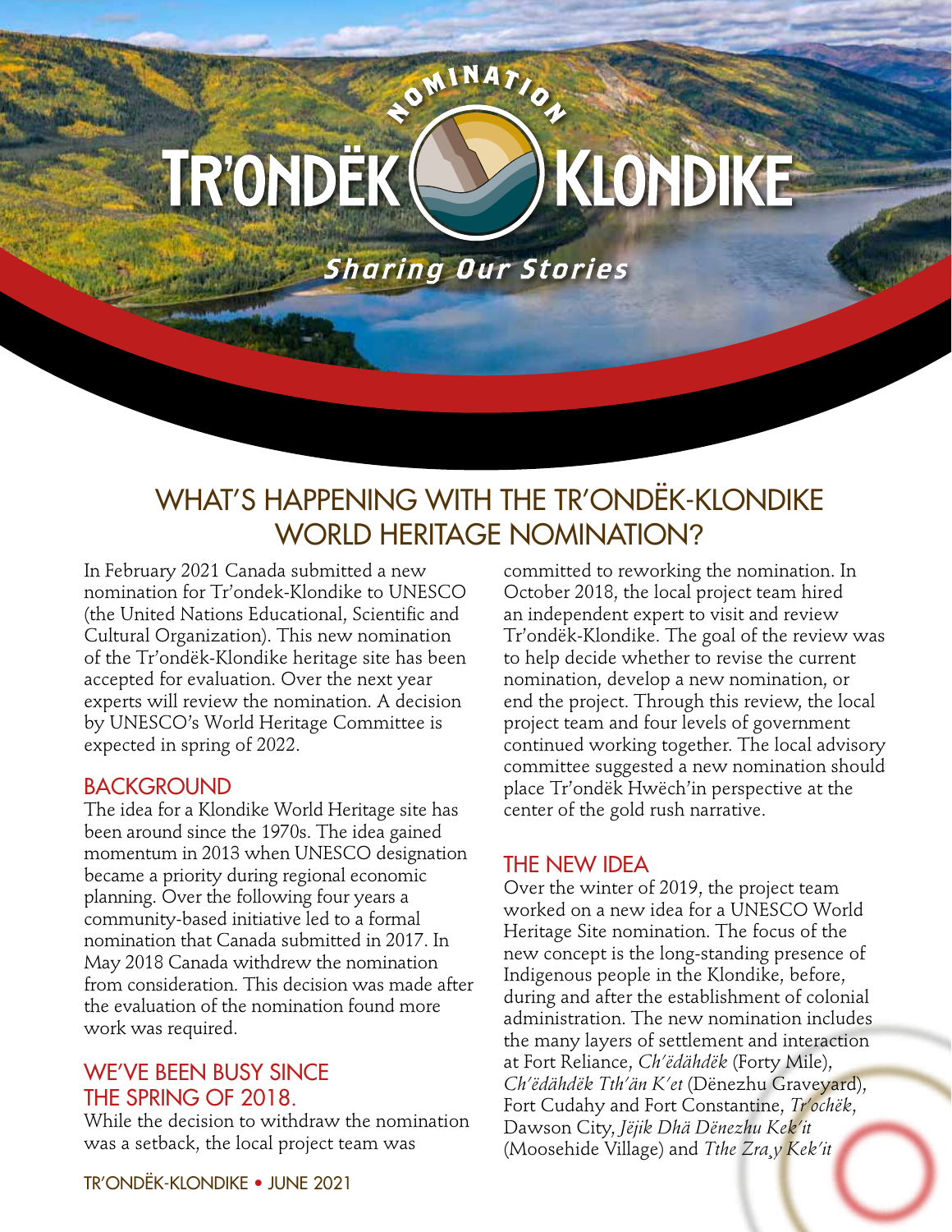NOMINATION

TR'ONDËK KLONDIKE

*Sharing Our Stories*

# WHAT'S HAPPENING WITH THE TR'ONDËK-KLONDIKE WORLD HERITAGE NOMINATION?

In February 2021 Canada submitted a new nomination for Tr'ondek-Klondike to UNESCO (the United Nations Educational, Scientific and Cultural Organization). This new nomination of the Tr'ondëk-Klondike heritage site has been accepted for evaluation. Over the next year experts will review the nomination. A decision by UNESCO's World Heritage Committee is expected in spring of 2022.

## BACKGROUND

The idea for a Klondike World Heritage site has been around since the 1970s. The idea gained momentum in 2013 when UNESCO designation became a priority during regional economic planning. Over the following four years a community-based initiative led to a formal nomination that Canada submitted in 2017. In May 2018 Canada withdrew the nomination from consideration. This decision was made after the evaluation of the nomination found more work was required.

## WE'VE BEEN BUSY SINCE THE SPRING OF 2018.

While the decision to withdraw the nomination was a setback, the local project team was committed to reworking the nomination. In October 2018, the local project team hired an independent expert to visit and review Tr'ondëk-Klondike. The goal of the review was to help decide whether to revise the current nomination, develop a new nomination, or end the project. Through this review, the local project team and four levels of government continued working together. The local advisory committee suggested a new nomination should place Tr'ondëk Hwëch'in perspective at the center of the gold rush narrative.

## THE NEW IDEA

Over the winter of 2019, the project team worked on a new idea for a UNESCO World Heritage Site nomination. The focus of the new concept is the long-standing presence of Indigenous people in the Klondike, before, during and after the establishment of colonial administration. The new nomination includes the many layers of settlement and interaction at Fort Reliance, *Ch'ëdähdëk* (Forty Mile), *Ch'ëdähdëk Tth'än K'et* (Dënezhu Graveyard), Fort Cudahy and Fort Constantine, *Tr'ochëk*, Dawson City, *Jëjik Dhä Dënezhu Kek'it* (Moosehide Village) and *Tthe Zra̧y Kek'it*

TR'ONDËK-KLONDIKE • JUNE 2021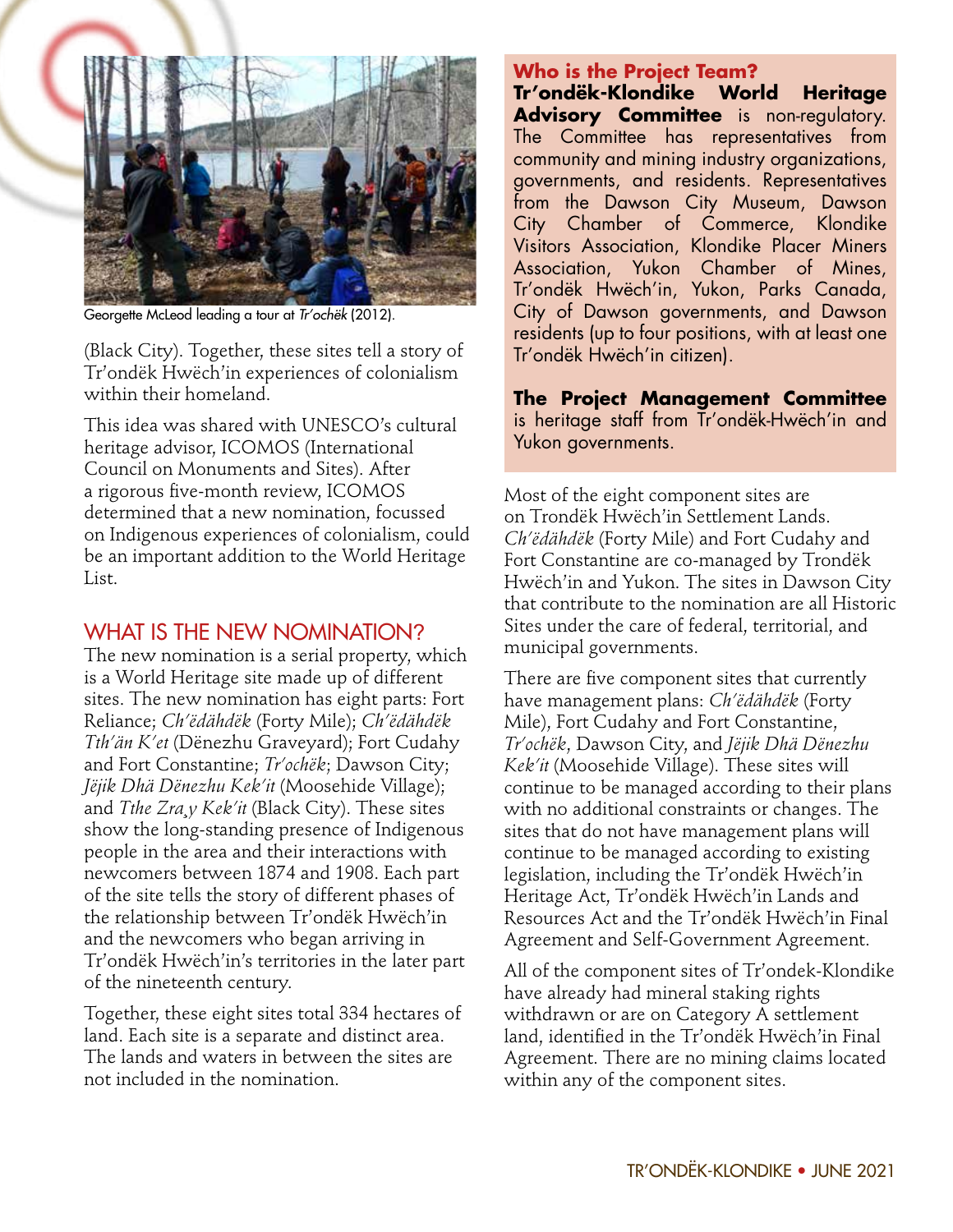Georgette McLeod leading a tour at *Tr'ochëk* (2012).

(Black City). Together, these sites tell a story of Tr'ondëk Hwëch'in experiences of colonialism within their homeland.

This idea was shared with UNESCO's cultural heritage advisor, ICOMOS (International Council on Monuments and Sites). After a rigorous five-month review, ICOMOS determined that a new nomination, focussed on Indigenous experiences of colonialism, could be an important addition to the World Heritage List.

## WHAT IS THE NEW NOMINATION?

The new nomination is a serial property, which is a World Heritage site made up of different sites. The new nomination has eight parts: Fort Reliance; *Ch'ëdähdëk* (Forty Mile); *Ch'ëdähdëk Tth'än K'et* (Dënezhu Graveyard); Fort Cudahy and Fort Constantine; *Tr'ochëk*; Dawson City; *Jëjik Dhä Dënezhu Kek'it* (Moosehide Village); and *Tthe Zra̧y Kek'it* (Black City). These sites show the long-standing presence of Indigenous people in the area and their interactions with newcomers between 1874 and 1908. Each part of the site tells the story of different phases of the relationship between Tr'ondëk Hwëch'in and the newcomers who began arriving in Tr'ondëk Hwëch'in's territories in the later part of the nineteenth century.

Together, these eight sites total 334 hectares of land. Each site is a separate and distinct area. The lands and waters in between the sites are not included in the nomination.

### Who is the Project Team?

**Tr'ondëk-Klondike World Heritage Advisory Committee** is non-regulatory. The Committee has representatives from community and mining industry organizations, governments, and residents. Representatives from the Dawson City Museum, Dawson City Chamber of Commerce, Klondike Visitors Association, Klondike Placer Miners Association, Yukon Chamber of Mines, Tr'ondëk Hwëch'in, Yukon, Parks Canada, City of Dawson governments, and Dawson residents (up to four positions, with at least one Tr'ondëk Hwëch'in citizen).

**The Project Management Committee** is heritage staff from Tr'ondëk-Hwëch'in and Yukon governments.

Most of the eight component sites are on Trondëk Hwëch'in Settlement Lands. *Ch'ëdähdëk* (Forty Mile) and Fort Cudahy and Fort Constantine are co-managed by Trondëk Hwëch'in and Yukon. The sites in Dawson City that contribute to the nomination are all Historic Sites under the care of federal, territorial, and municipal governments.

There are five component sites that currently have management plans: *Ch'ëdähdëk* (Forty Mile), Fort Cudahy and Fort Constantine, *Tr'ochëk*, Dawson City, and *Jëjik Dhä Dënezhu Kek'it* (Moosehide Village). These sites will continue to be managed according to their plans with no additional constraints or changes. The sites that do not have management plans will continue to be managed according to existing legislation, including the Tr'ondëk Hwëch'in Heritage Act, Tr'ondëk Hwëch'in Lands and Resources Act and the Tr'ondëk Hwëch'in Final Agreement and Self-Government Agreement.

All of the component sites of Tr'ondek-Klondike have already had mineral staking rights withdrawn or are on Category A settlement land, identified in the Tr'ondëk Hwëch'in Final Agreement. There are no mining claims located within any of the component sites.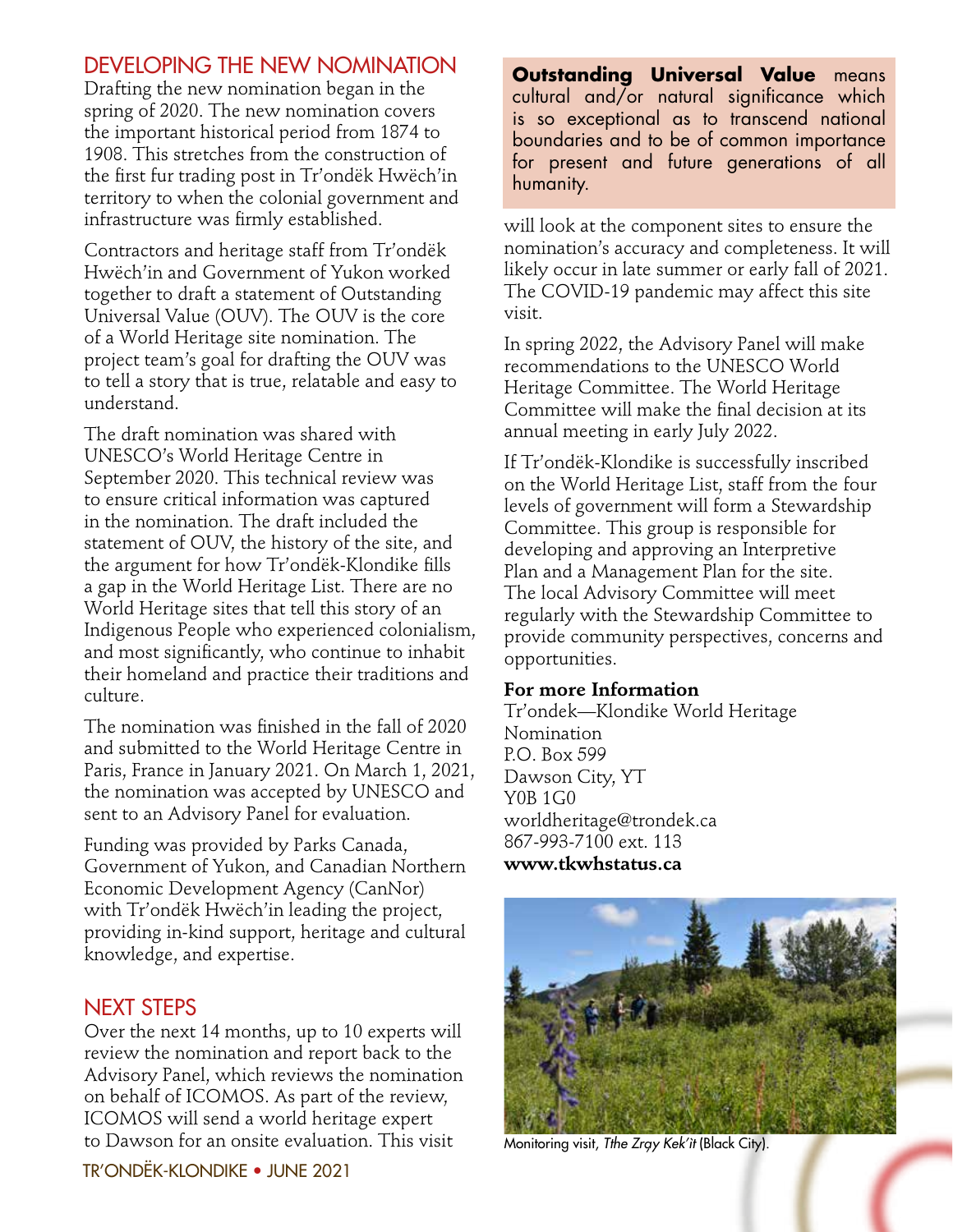## DEVELOPING THE NEW NOMINATION

Drafting the new nomination began in the spring of 2020. The new nomination covers the important historical period from 1874 to 1908. This stretches from the construction of the first fur trading post in Tr'ondëk Hwëch'in territory to when the colonial government and infrastructure was firmly established.

Contractors and heritage staff from Tr'ondëk Hwëch'in and Government of Yukon worked together to draft a statement of Outstanding Universal Value (OUV). The OUV is the core of a World Heritage site nomination. The project team's goal for drafting the OUV was to tell a story that is true, relatable and easy to understand.

The draft nomination was shared with UNESCO's World Heritage Centre in September 2020. This technical review was to ensure critical information was captured in the nomination. The draft included the statement of OUV, the history of the site, and the argument for how Tr'ondëk-Klondike fills a gap in the World Heritage List. There are no World Heritage sites that tell this story of an Indigenous People who experienced colonialism, and most significantly, who continue to inhabit their homeland and practice their traditions and culture.

The nomination was finished in the fall of 2020 and submitted to the World Heritage Centre in Paris, France in January 2021. On March 1, 2021, the nomination was accepted by UNESCO and sent to an Advisory Panel for evaluation.

Funding was provided by Parks Canada, Government of Yukon, and Canadian Northern Economic Development Agency (CanNor) with Tr'ondëk Hwëch'in leading the project, providing in-kind support, heritage and cultural knowledge, and expertise.

## NEXT STEPS

Over the next 14 months, up to 10 experts will review the nomination and report back to the Advisory Panel, which reviews the nomination on behalf of ICOMOS. As part of the review, ICOMOS will send a world heritage expert to Dawson for an onsite evaluation. This visit will look at the component sites to ensure the nomination's accuracy and completeness. It will likely occur in late summer or early fall of 2021. The COVID-19 pandemic may affect this site visit.

In spring 2022, the Advisory Panel will make recommendations to the UNESCO World Heritage Committee. The World Heritage Committee will make the final decision at its annual meeting in early July 2022.

If Tr'ondëk-Klondike is successfully inscribed on the World Heritage List, staff from the four levels of government will form a Stewardship Committee. This group is responsible for developing and approving an Interpretive Plan and a Management Plan for the site. The local Advisory Committee will meet regularly with the Stewardship Committee to provide community perspectives, concerns and opportunities.

**Outstanding Universal Value** means cultural and/or natural significance which is so exceptional as to transcend national boundaries and to be of common importance for present and future generations of all humanity.

**For more Information**
Tr'ondek—Klondike World Heritage Nomination
P.O. Box 599
Dawson City, YT
Y0B 1G0
worldheritage@trondek.ca
867-993-7100 ext. 113
**www.tkwhstatus.ca**

Monitoring visit, *Tthe Zray Kek'it* (Black City).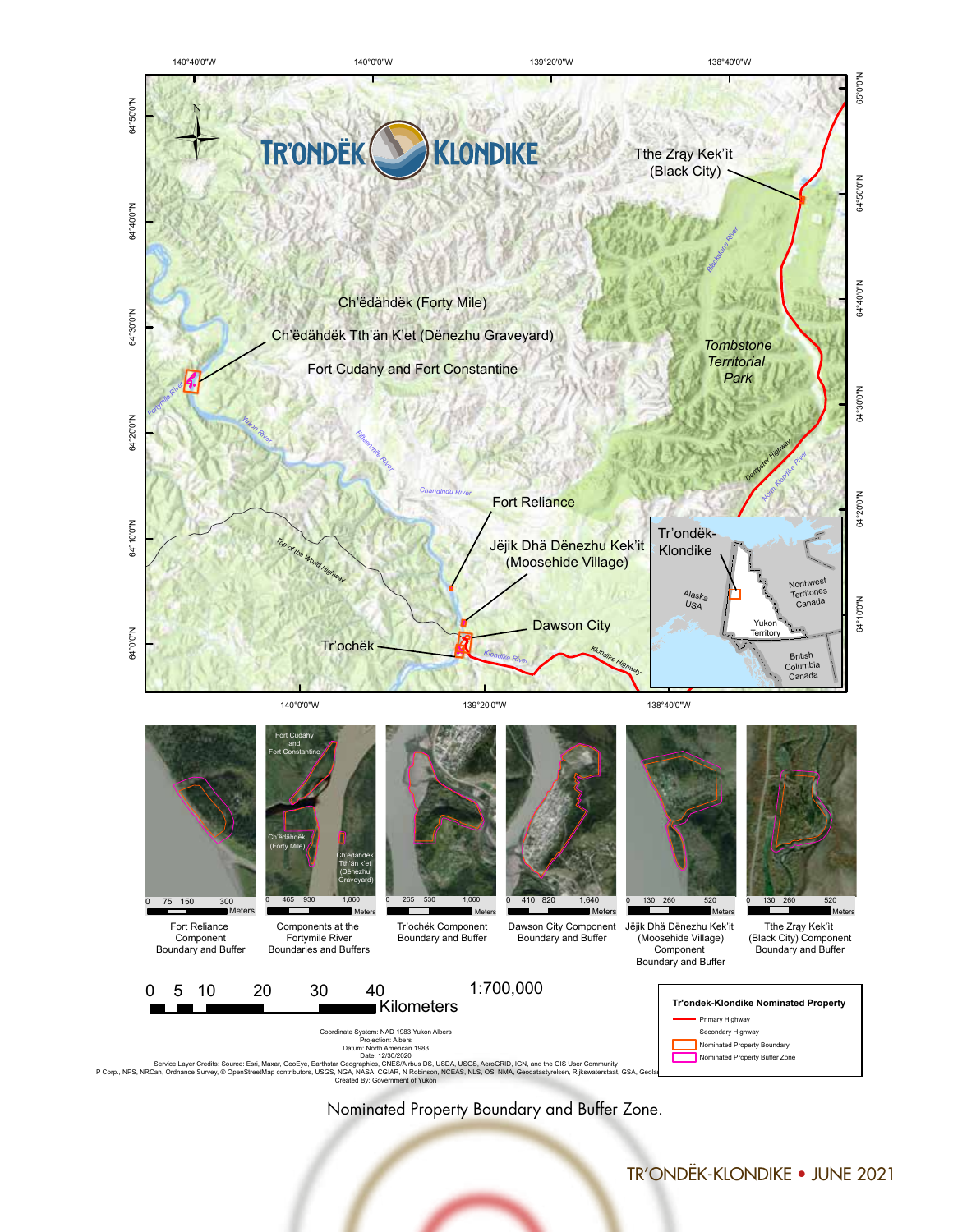140°40'0"W
140°0'0"W
139°20'0"W
138°40'0"W

65°0'0"N
64°50'0"N
64°40'0"N
64°30'0"N
64°20'0"N
64°10'0"N
64°0'0"N

N

TR'ONDËK KLONDIKE

Tthe Zrąy Kek'it (Black City)

Ch'ëdähdëk (Forty Mile)

Ch'ëdähdëk Tth'än K'et (Dënezhu Graveyard)

Fort Cudahy and Fort Constantine

Tombstone Territorial Park

Fort Reliance

Jëjik Dhä Dënezhu Kek'it (Moosehide Village)

Dawson City

Tr'ochëk

Fortymile River
Yukon River
Fifteenmile River
Chandindu River
Top of the World Highway
Klondike River
Klondike Highway
Blackstone River
Dempster Highway
North Klondike River

Tr'ondëk-Klondike
Alaska USA
Northwest Territories Canada
Yukon Territory
British Columbia Canada

Fort Reliance Component Boundary and Buffer
0 75 150 300 Meters

Components at the Fortymile River Boundaries and Buffers
Fort Cudahy and Fort Constantine
Ch'ëdähdëk (Forty Mile)
Ch'ëdähdëk Tth'än K'et (Dënezhu Graveyard)
0 465 930 1,860 Meters

Tr'ochëk Component Boundary and Buffer
0 265 530 1,060 Meters

Dawson City Component Boundary and Buffer
0 410 820 1,640 Meters

Jëjik Dhä Dënezhu Kek'it (Moosehide Village) Component Boundary and Buffer
0 130 260 520 Meters

Tthe Zrąy Kek'it (Black City) Component Boundary and Buffer
0 130 260 520 Meters

0 5 10 20 30 40 Kilometers

1:700,000

Tr'ondek-Klondike Nominated Property
Primary Highway
Secondary Highway
Nominated Property Boundary
Nominated Property Buffer Zone

Coordinate System: NAD 1983 Yukon Albers
Projection: Albers
Datum: North American 1983
Date: 12/30/2020
Service Layer Credits: Source: Esri, Maxar, GeoEye, Earthstar Geographics, CNES/Airbus DS, USDA, USGS, AeroGRID, IGN, and the GIS User Community
P Corp., NPS, NRCan, Ordnance Survey, © OpenStreetMap contributors, USGS, NGA, NASA, CGIAR, N Robinson, NCEAS, NLS, OS, NMA, Geodatastyrelsen, Rijkswaterstaat, GSA, Geola
Created By: Government of Yukon

Nominated Property Boundary and Buffer Zone.